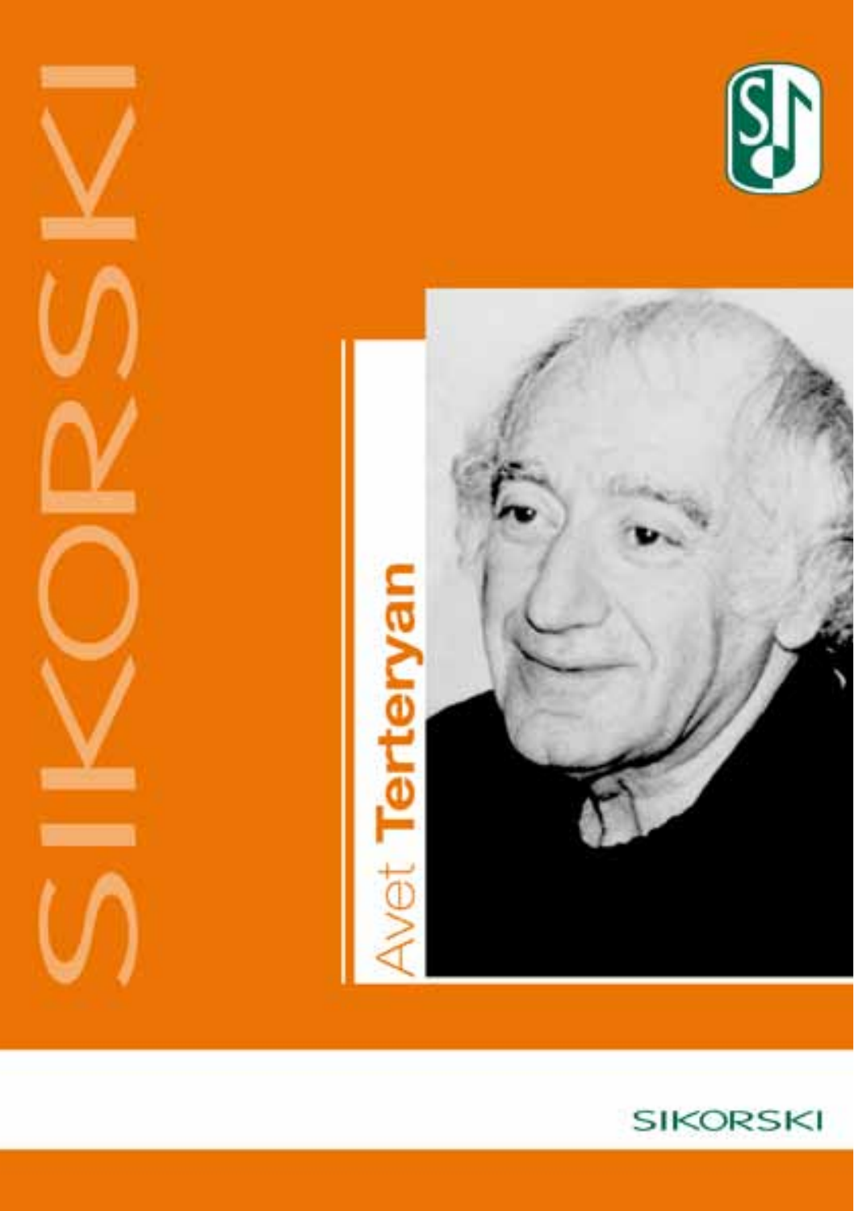# SIKORSKI

# Avet **Terteryan**

SIKORSKI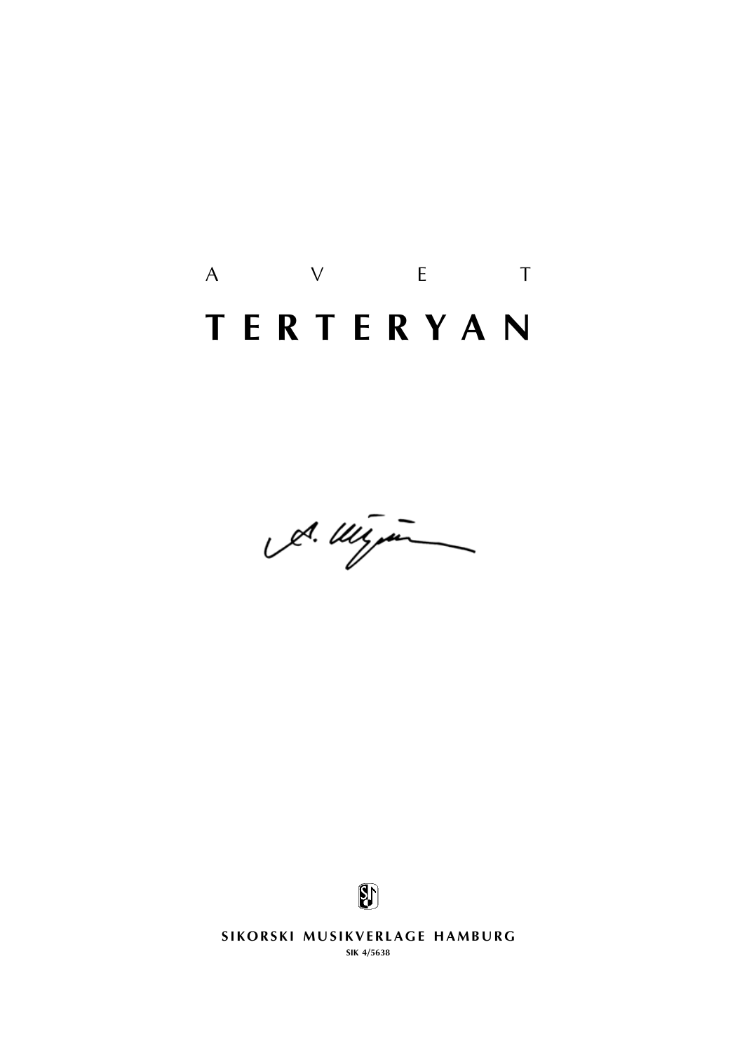A V E T

# T E R T E R Y A N

**SIKORSKI MUSIKVERLAGE HAMBURG**

**SIK 4/5638**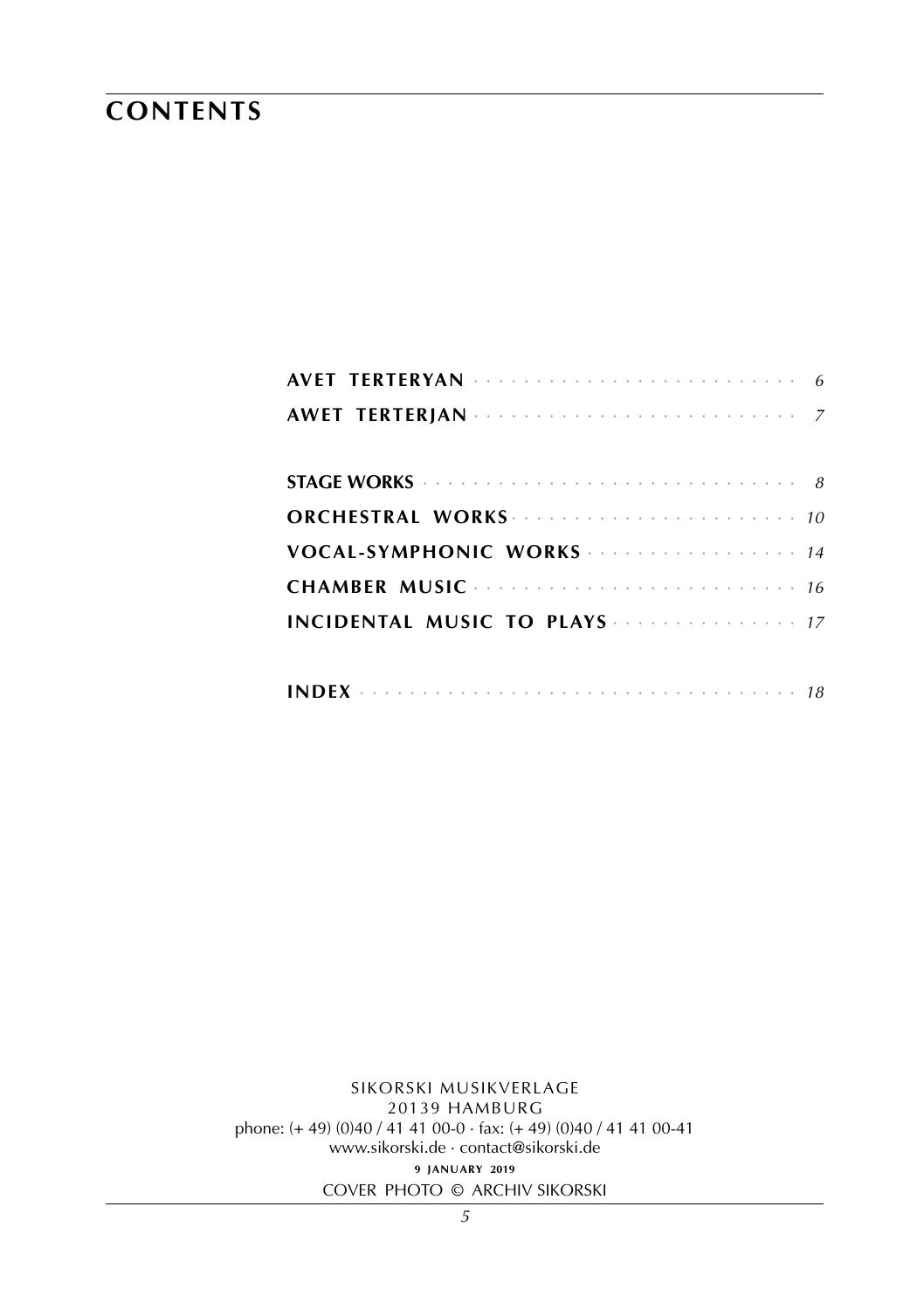# CONTENTS

| | |
|---|---|
| **AVET TERTERYAN** | *6* |
| **AWET TERTERJAN** | *7* |
| | |
| **STAGE WORKS** | *8* |
| **ORCHESTRAL WORKS** | *10* |
| **VOCAL-SYMPHONIC WORKS** | *14* |
| **CHAMBER MUSIC** | *16* |
| **INCIDENTAL MUSIC TO PLAYS** | *17* |
| | |
| **INDEX** | *18* |

SIKORSKI MUSIKVERLAGE
20139 HAMBURG
phone: (+ 49) (0)40 / 41 41 00-0 · fax: (+ 49) (0)40 / 41 41 00-41
www.sikorski.de · contact@sikorski.de
**9 JANUARY 2019**
COVER PHOTO © ARCHIV SIKORSKI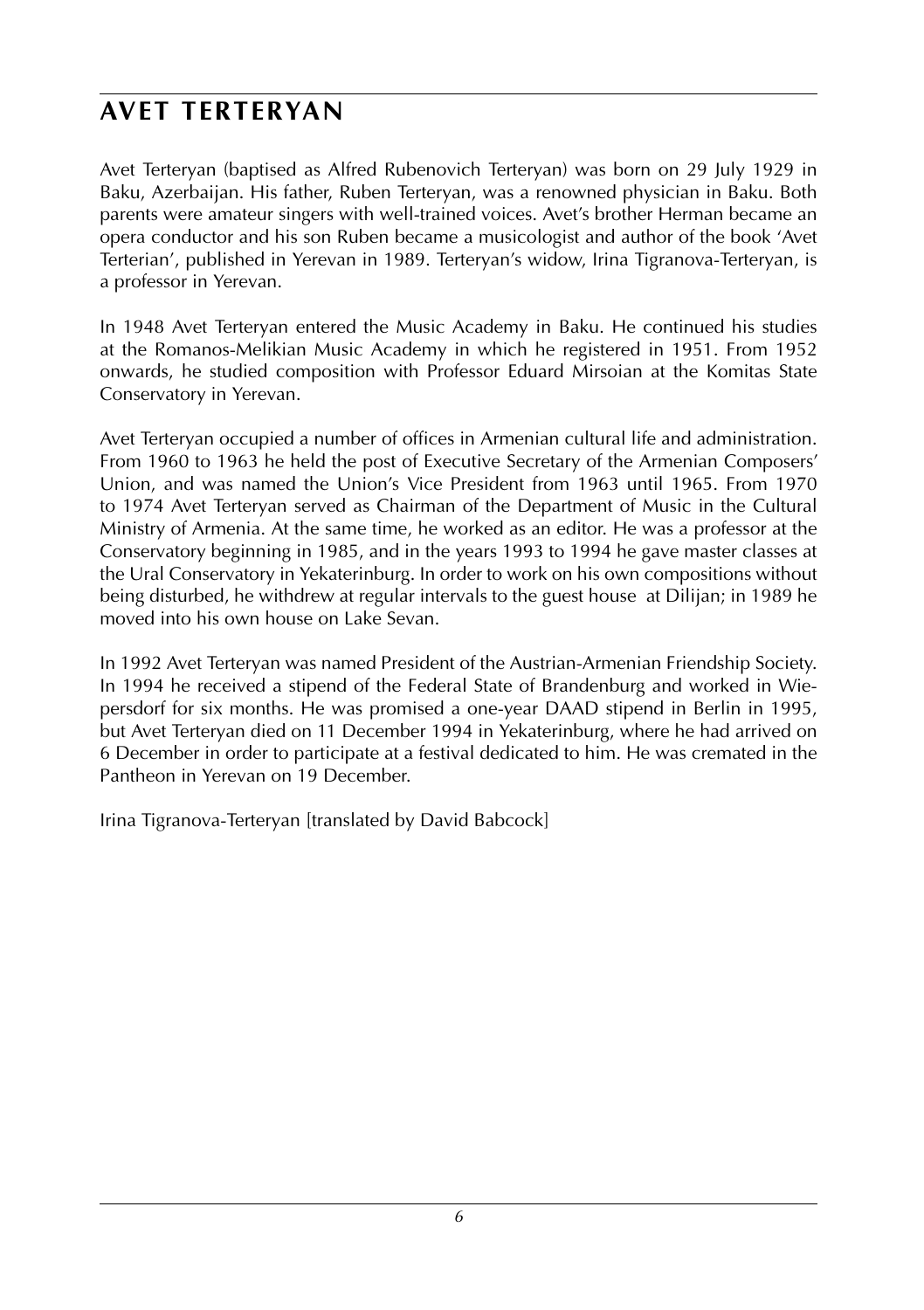## AVET TERTERYAN

Avet Terteryan (baptised as Alfred Rubenovich Terteryan) was born on 29 July 1929 in Baku, Azerbaijan. His father, Ruben Terteryan, was a renowned physician in Baku. Both parents were amateur singers with well-trained voices. Avet's brother Herman became an opera conductor and his son Ruben became a musicologist and author of the book 'Avet Terterian', published in Yerevan in 1989. Terteryan's widow, Irina Tigranova-Terteryan, is a professor in Yerevan.

In 1948 Avet Terteryan entered the Music Academy in Baku. He continued his studies at the Romanos-Melikian Music Academy in which he registered in 1951. From 1952 onwards, he studied composition with Professor Eduard Mirsoian at the Komitas State Conservatory in Yerevan.

Avet Terteryan occupied a number of offices in Armenian cultural life and administration. From 1960 to 1963 he held the post of Executive Secretary of the Armenian Composers' Union, and was named the Union's Vice President from 1963 until 1965. From 1970 to 1974 Avet Terteryan served as Chairman of the Department of Music in the Cultural Ministry of Armenia. At the same time, he worked as an editor. He was a professor at the Conservatory beginning in 1985, and in the years 1993 to 1994 he gave master classes at the Ural Conservatory in Yekaterinburg. In order to work on his own compositions without being disturbed, he withdrew at regular intervals to the guest house at Dilijan; in 1989 he moved into his own house on Lake Sevan.

In 1992 Avet Terteryan was named President of the Austrian-Armenian Friendship Society. In 1994 he received a stipend of the Federal State of Brandenburg and worked in Wiepersdorf for six months. He was promised a one-year DAAD stipend in Berlin in 1995, but Avet Terteryan died on 11 December 1994 in Yekaterinburg, where he had arrived on 6 December in order to participate at a festival dedicated to him. He was cremated in the Pantheon in Yerevan on 19 December.

Irina Tigranova-Terteryan [translated by David Babcock]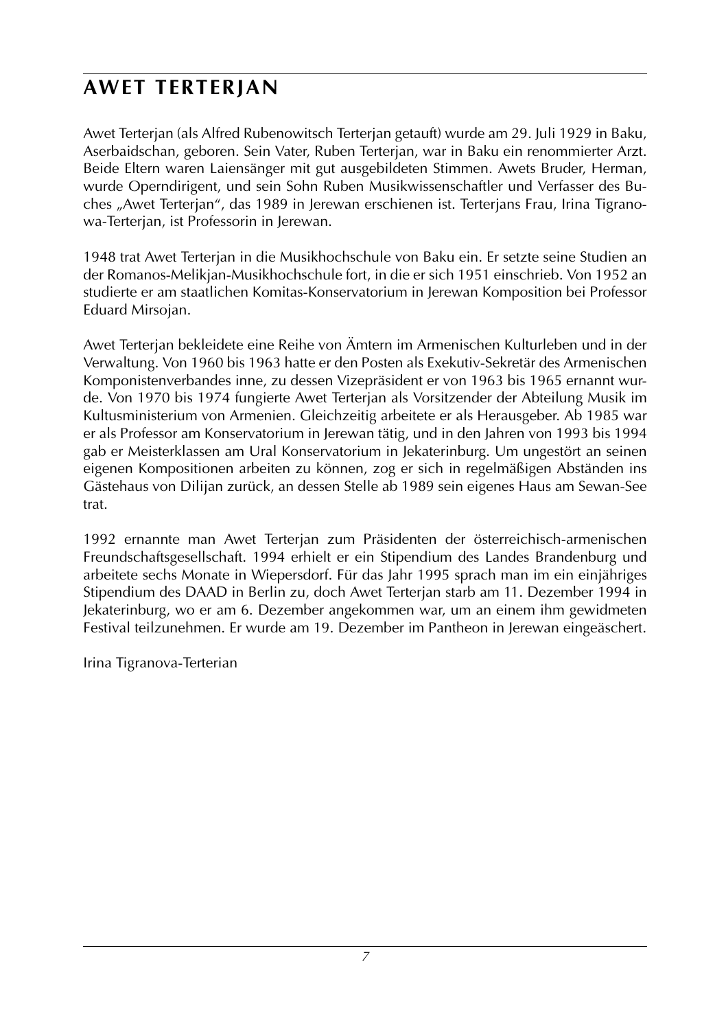# AWET TERTERJAN

Awet Terterjan (als Alfred Rubenowitsch Terterjan getauft) wurde am 29. Juli 1929 in Baku, Aserbaidschan, geboren. Sein Vater, Ruben Terterjan, war in Baku ein renommierter Arzt. Beide Eltern waren Laiensänger mit gut ausgebildeten Stimmen. Awets Bruder, Herman, wurde Operndirigent, und sein Sohn Ruben Musikwissenschaftler und Verfasser des Buches „Awet Terterjan", das 1989 in Jerewan erschienen ist. Terterjans Frau, Irina Tigranowa-Terterjan, ist Professorin in Jerewan.

1948 trat Awet Terterjan in die Musikhochschule von Baku ein. Er setzte seine Studien an der Romanos-Melikjan-Musikhochschule fort, in die er sich 1951 einschrieb. Von 1952 an studierte er am staatlichen Komitas-Konservatorium in Jerewan Komposition bei Professor Eduard Mirsojan.

Awet Terterjan bekleidete eine Reihe von Ämtern im Armenischen Kulturleben und in der Verwaltung. Von 1960 bis 1963 hatte er den Posten als Exekutiv-Sekretär des Armenischen Komponistenverbandes inne, zu dessen Vizepräsident er von 1963 bis 1965 ernannt wurde. Von 1970 bis 1974 fungierte Awet Terterjan als Vorsitzender der Abteilung Musik im Kultusministerium von Armenien. Gleichzeitig arbeitete er als Herausgeber. Ab 1985 war er als Professor am Konservatorium in Jerewan tätig, und in den Jahren von 1993 bis 1994 gab er Meisterklassen am Ural Konservatorium in Jekaterinburg. Um ungestört an seinen eigenen Kompositionen arbeiten zu können, zog er sich in regelmäßigen Abständen ins Gästehaus von Dilijan zurück, an dessen Stelle ab 1989 sein eigenes Haus am Sewan-See trat.

1992 ernannte man Awet Terterjan zum Präsidenten der österreichisch-armenischen Freundschaftsgesellschaft. 1994 erhielt er ein Stipendium des Landes Brandenburg und arbeitete sechs Monate in Wiepersdorf. Für das Jahr 1995 sprach man im ein einjähriges Stipendium des DAAD in Berlin zu, doch Awet Terterjan starb am 11. Dezember 1994 in Jekaterinburg, wo er am 6. Dezember angekommen war, um an einem ihm gewidmeten Festival teilzunehmen. Er wurde am 19. Dezember im Pantheon in Jerewan eingeäschert.

Irina Tigranova-Terterian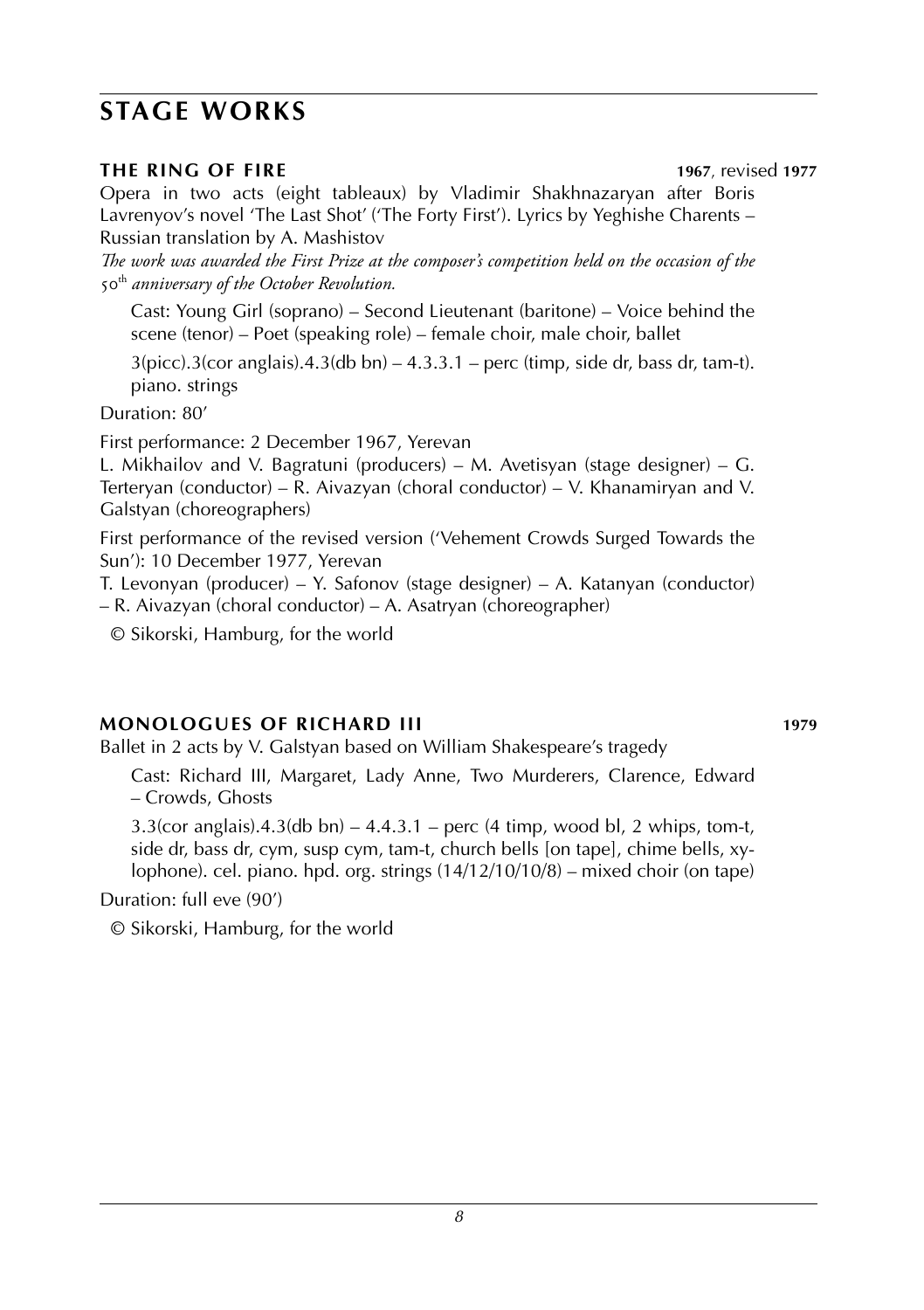# STAGE WORKS

### THE RING OF FIRE **1967**, revised **1977**

Opera in two acts (eight tableaux) by Vladimir Shakhnazaryan after Boris Lavrenyov's novel 'The Last Shot' ('The Forty First'). Lyrics by Yeghishe Charents – Russian translation by A. Mashistov

*The work was awarded the First Prize at the composer's competition held on the occasion of the 50th anniversary of the October Revolution.*

Cast: Young Girl (soprano) – Second Lieutenant (baritone) – Voice behind the scene (tenor) – Poet (speaking role) – female choir, male choir, ballet

3(picc).3(cor anglais).4.3(db bn) – 4.3.3.1 – perc (timp, side dr, bass dr, tam-t). piano. strings

Duration: 80'

First performance: 2 December 1967, Yerevan

L. Mikhailov and V. Bagratuni (producers) – M. Avetisyan (stage designer) – G. Terteryan (conductor) – R. Aivazyan (choral conductor) – V. Khanamiryan and V. Galstyan (choreographers)

First performance of the revised version ('Vehement Crowds Surged Towards the Sun'): 10 December 1977, Yerevan

T. Levonyan (producer) – Y. Safonov (stage designer) – A. Katanyan (conductor) – R. Aivazyan (choral conductor) – A. Asatryan (choreographer)

© Sikorski, Hamburg, for the world

### MONOLOGUES OF RICHARD III **1979**

Ballet in 2 acts by V. Galstyan based on William Shakespeare's tragedy

Cast: Richard III, Margaret, Lady Anne, Two Murderers, Clarence, Edward – Crowds, Ghosts

3.3(cor anglais).4.3(db bn) – 4.4.3.1 – perc (4 timp, wood bl, 2 whips, tom-t, side dr, bass dr, cym, susp cym, tam-t, church bells [on tape], chime bells, xylophone). cel. piano. hpd. org. strings (14/12/10/10/8) – mixed choir (on tape)

Duration: full eve (90')

© Sikorski, Hamburg, for the world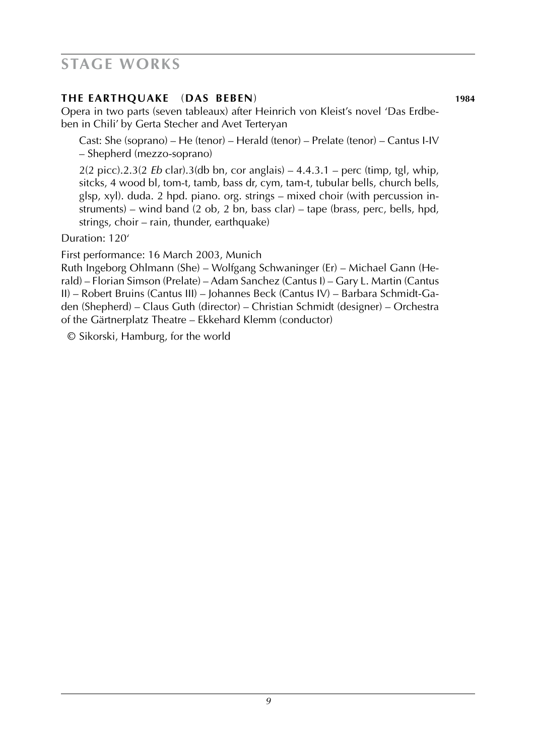## STAGE WORKS

### THE EARTHQUAKE (DAS BEBEN) 1984

Opera in two parts (seven tableaux) after Heinrich von Kleist's novel 'Das Erdbeben in Chili' by Gerta Stecher and Avet Terteryan

Cast: She (soprano) – He (tenor) – Herald (tenor) – Prelate (tenor) – Cantus I-IV – Shepherd (mezzo-soprano)

2(2 picc).2.3(2 *Eb* clar).3(db bn, cor anglais) – 4.4.3.1 – perc (timp, tgl, whip, sitcks, 4 wood bl, tom-t, tamb, bass dr, cym, tam-t, tubular bells, church bells, glsp, xyl). duda. 2 hpd. piano. org. strings – mixed choir (with percussion instruments) – wind band (2 ob, 2 bn, bass clar) – tape (brass, perc, bells, hpd, strings, choir – rain, thunder, earthquake)

Duration: 120'

First performance: 16 March 2003, Munich
Ruth Ingeborg Ohlmann (She) – Wolfgang Schwaninger (Er) – Michael Gann (Herald) – Florian Simson (Prelate) – Adam Sanchez (Cantus I) – Gary L. Martin (Cantus II) – Robert Bruins (Cantus III) – Johannes Beck (Cantus IV) – Barbara Schmidt-Gaden (Shepherd) – Claus Guth (director) – Christian Schmidt (designer) – Orchestra of the Gärtnerplatz Theatre – Ekkehard Klemm (conductor)

© Sikorski, Hamburg, for the world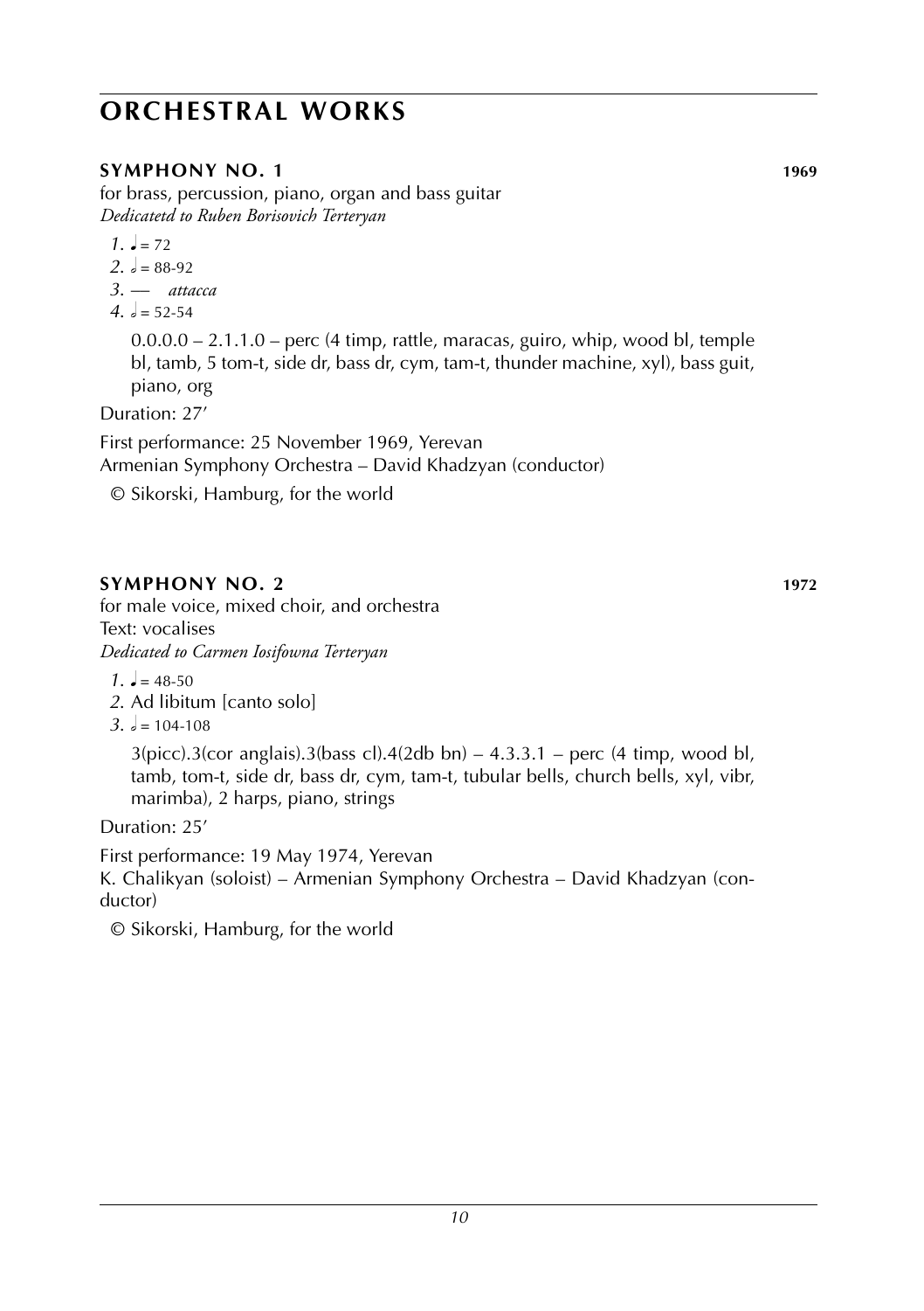# ORCHESTRAL WORKS

### SYMPHONY NO. 1 **1969**

for brass, percussion, piano, organ and bass guitar
*Dedicatetd to Ruben Borisovich Terteryan*

*1.* ♩ = 72
*2.* 𝅗𝅥 = 88-92
*3.* — *attacca*
*4.* 𝅗𝅥 = 52-54

0.0.0.0 – 2.1.1.0 – perc (4 timp, rattle, maracas, guiro, whip, wood bl, temple bl, tamb, 5 tom-t, side dr, bass dr, cym, tam-t, thunder machine, xyl), bass guit, piano, org

Duration: 27'

First performance: 25 November 1969, Yerevan
Armenian Symphony Orchestra – David Khadzyan (conductor)

© Sikorski, Hamburg, for the world

### SYMPHONY NO. 2 **1972**

for male voice, mixed choir, and orchestra
Text: vocalises
*Dedicated to Carmen Iosifowna Terteryan*

*1.* ♩ = 48-50
*2.* Ad libitum [canto solo]
*3.* 𝅗𝅥 = 104-108

3(picc).3(cor anglais).3(bass cl).4(2db bn) – 4.3.3.1 – perc (4 timp, wood bl, tamb, tom-t, side dr, bass dr, cym, tam-t, tubular bells, church bells, xyl, vibr, marimba), 2 harps, piano, strings

Duration: 25'

First performance: 19 May 1974, Yerevan
K. Chalikyan (soloist) – Armenian Symphony Orchestra – David Khadzyan (conductor)

© Sikorski, Hamburg, for the world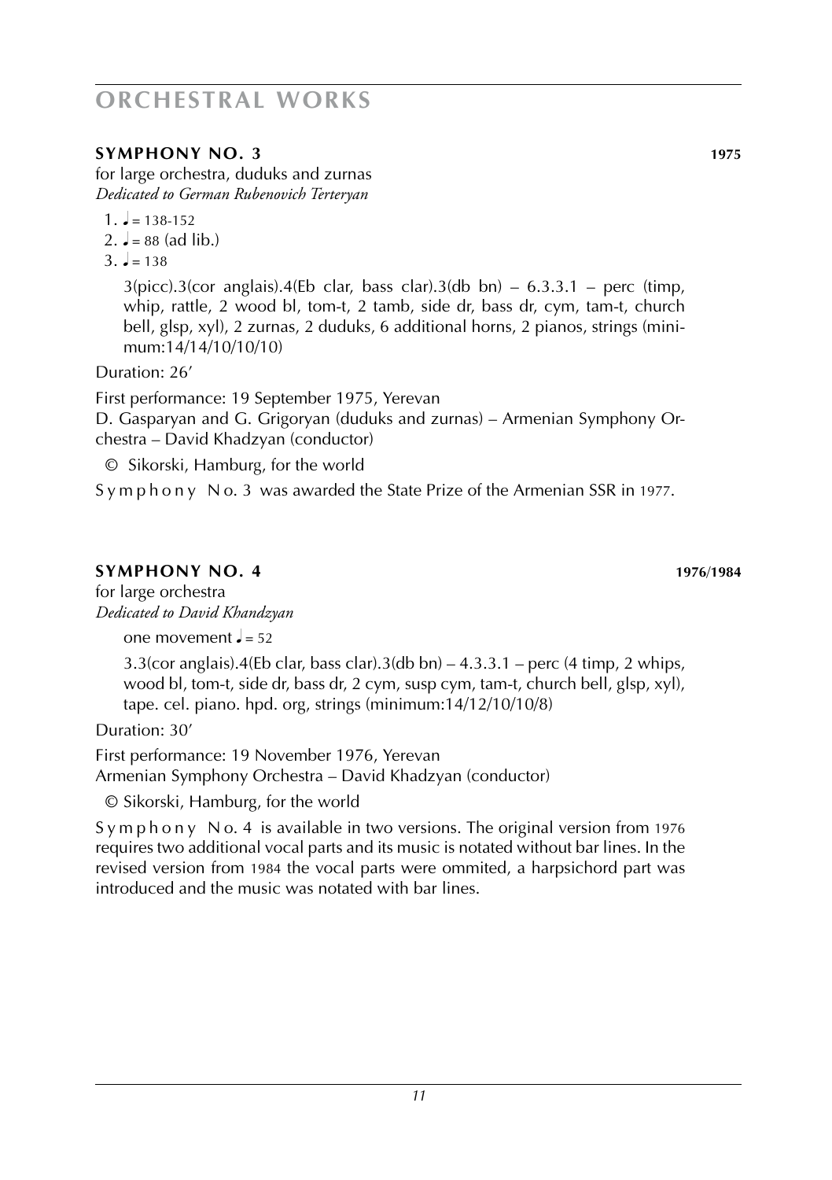# ORCHESTRAL WORKS

## SYMPHONY NO. 3 — 1975

for large orchestra, duduks and zurnas
*Dedicated to German Rubenovich Terteryan*

1. ♩ = 138-152
2. ♩ = 88 (ad lib.)
3. ♩ = 138

3(picc).3(cor anglais).4(Eb clar, bass clar).3(db bn) – 6.3.3.1 – perc (timp, whip, rattle, 2 wood bl, tom-t, 2 tamb, side dr, bass dr, cym, tam-t, church bell, glsp, xyl), 2 zurnas, 2 duduks, 6 additional horns, 2 pianos, strings (minimum:14/14/10/10/10)

Duration: 26'

First performance: 19 September 1975, Yerevan
D. Gasparyan and G. Grigoryan (duduks and zurnas) – Armenian Symphony Orchestra – David Khadzyan (conductor)

© Sikorski, Hamburg, for the world

Symphony No. 3 was awarded the State Prize of the Armenian SSR in 1977.

## SYMPHONY NO. 4 — 1976/1984

for large orchestra
*Dedicated to David Khandzyan*

one movement ♩ = 52

3.3(cor anglais).4(Eb clar, bass clar).3(db bn) – 4.3.3.1 – perc (4 timp, 2 whips, wood bl, tom-t, side dr, bass dr, 2 cym, susp cym, tam-t, church bell, glsp, xyl), tape. cel. piano. hpd. org, strings (minimum:14/12/10/10/8)

Duration: 30'

First performance: 19 November 1976, Yerevan
Armenian Symphony Orchestra – David Khadzyan (conductor)

© Sikorski, Hamburg, for the world

Symphony No. 4 is available in two versions. The original version from 1976 requires two additional vocal parts and its music is notated without bar lines. In the revised version from 1984 the vocal parts were ommited, a harpsichord part was introduced and the music was notated with bar lines.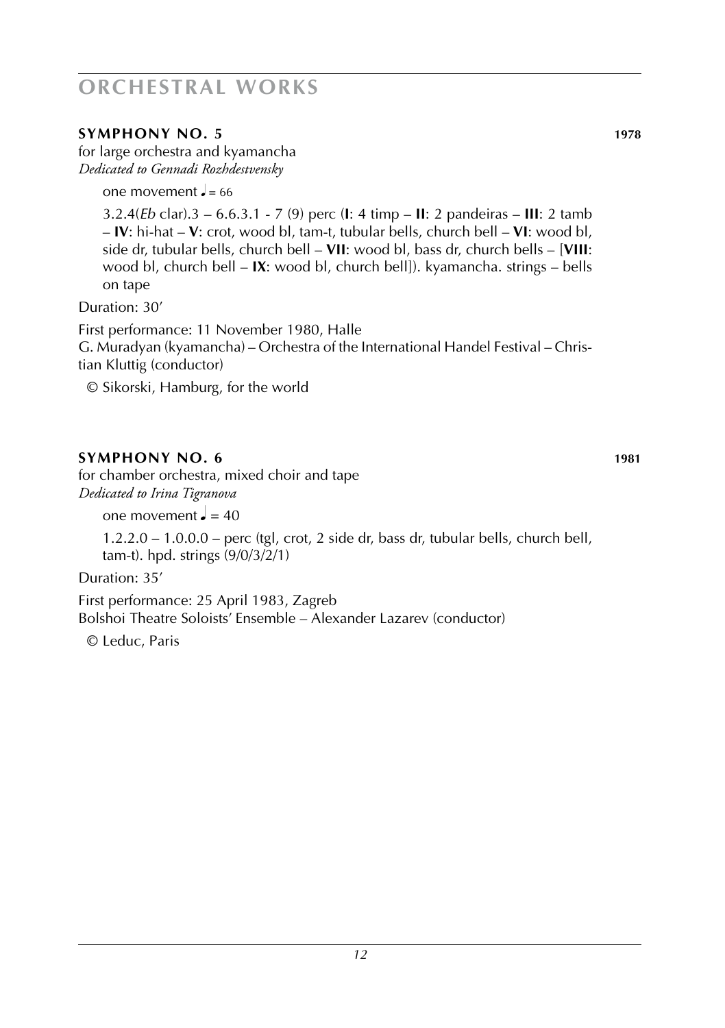# ORCHESTRAL WORKS

### SYMPHONY NO. 5 — 1978

for large orchestra and kyamancha
*Dedicated to Gennadi Rozhdestvensky*

one movement ♩ = 66

3.2.4(*Eb* clar).3 – 6.6.3.1 - 7 (9) perc (**I**: 4 timp – **II**: 2 pandeiras – **III**: 2 tamb – **IV**: hi-hat – **V**: crot, wood bl, tam-t, tubular bells, church bell – **VI**: wood bl, side dr, tubular bells, church bell – **VII**: wood bl, bass dr, church bells – [**VIII**: wood bl, church bell – **IX**: wood bl, church bell]). kyamancha. strings – bells on tape

Duration: 30'

First performance: 11 November 1980, Halle
G. Muradyan (kyamancha) – Orchestra of the International Handel Festival – Christian Kluttig (conductor)

© Sikorski, Hamburg, for the world

### SYMPHONY NO. 6 — 1981

for chamber orchestra, mixed choir and tape
*Dedicated to Irina Tigranova*

one movement ♩ = 40

1.2.2.0 – 1.0.0.0 – perc (tgl, crot, 2 side dr, bass dr, tubular bells, church bell, tam-t). hpd. strings (9/0/3/2/1)

Duration: 35'

First performance: 25 April 1983, Zagreb
Bolshoi Theatre Soloists' Ensemble – Alexander Lazarev (conductor)

© Leduc, Paris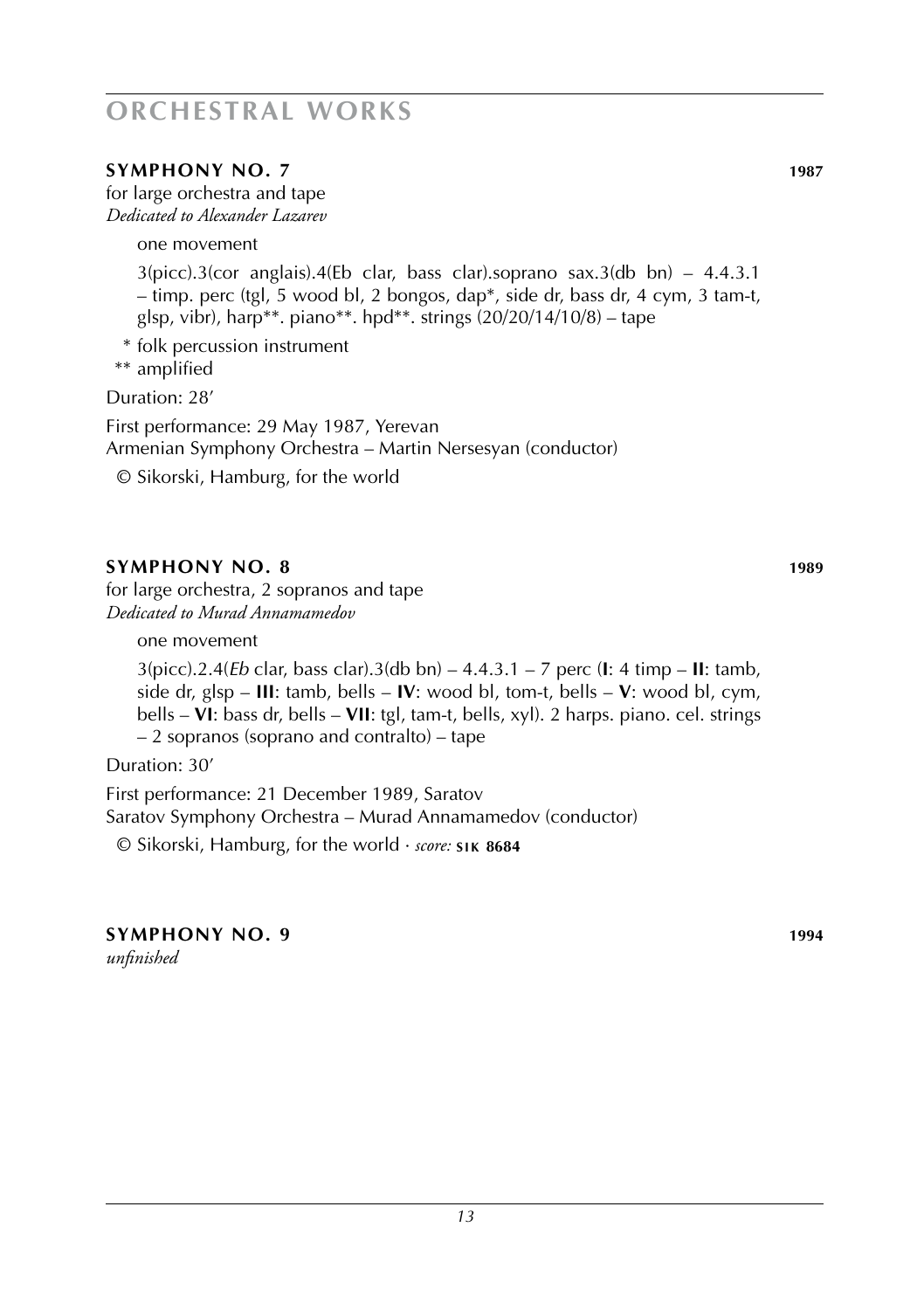# ORCHESTRAL WORKS

## SYMPHONY NO. 7 — 1987

for large orchestra and tape
*Dedicated to Alexander Lazarev*

one movement

3(picc).3(cor anglais).4(Eb clar, bass clar).soprano sax.3(db bn) – 4.4.3.1 – timp. perc (tgl, 5 wood bl, 2 bongos, dap*, side dr, bass dr, 4 cym, 3 tam-t, glsp, vibr), harp**. piano**. hpd**. strings (20/20/14/10/8) – tape

\* folk percussion instrument
\*\* amplified

Duration: 28'

First performance: 29 May 1987, Yerevan
Armenian Symphony Orchestra – Martin Nersesyan (conductor)

© Sikorski, Hamburg, for the world

## SYMPHONY NO. 8 — 1989

for large orchestra, 2 sopranos and tape
*Dedicated to Murad Annamamedov*

one movement

3(picc).2.4(*Eb* clar, bass clar).3(db bn) – 4.4.3.1 – 7 perc (**I**: 4 timp – **II**: tamb, side dr, glsp – **III**: tamb, bells – **IV**: wood bl, tom-t, bells – **V**: wood bl, cym, bells – **VI**: bass dr, bells – **VII**: tgl, tam-t, bells, xyl). 2 harps. piano. cel. strings – 2 sopranos (soprano and contralto) – tape

Duration: 30'

First performance: 21 December 1989, Saratov
Saratov Symphony Orchestra – Murad Annamamedov (conductor)

© Sikorski, Hamburg, for the world · *score:* **SIK 8684**

## SYMPHONY NO. 9 — 1994

*unfinished*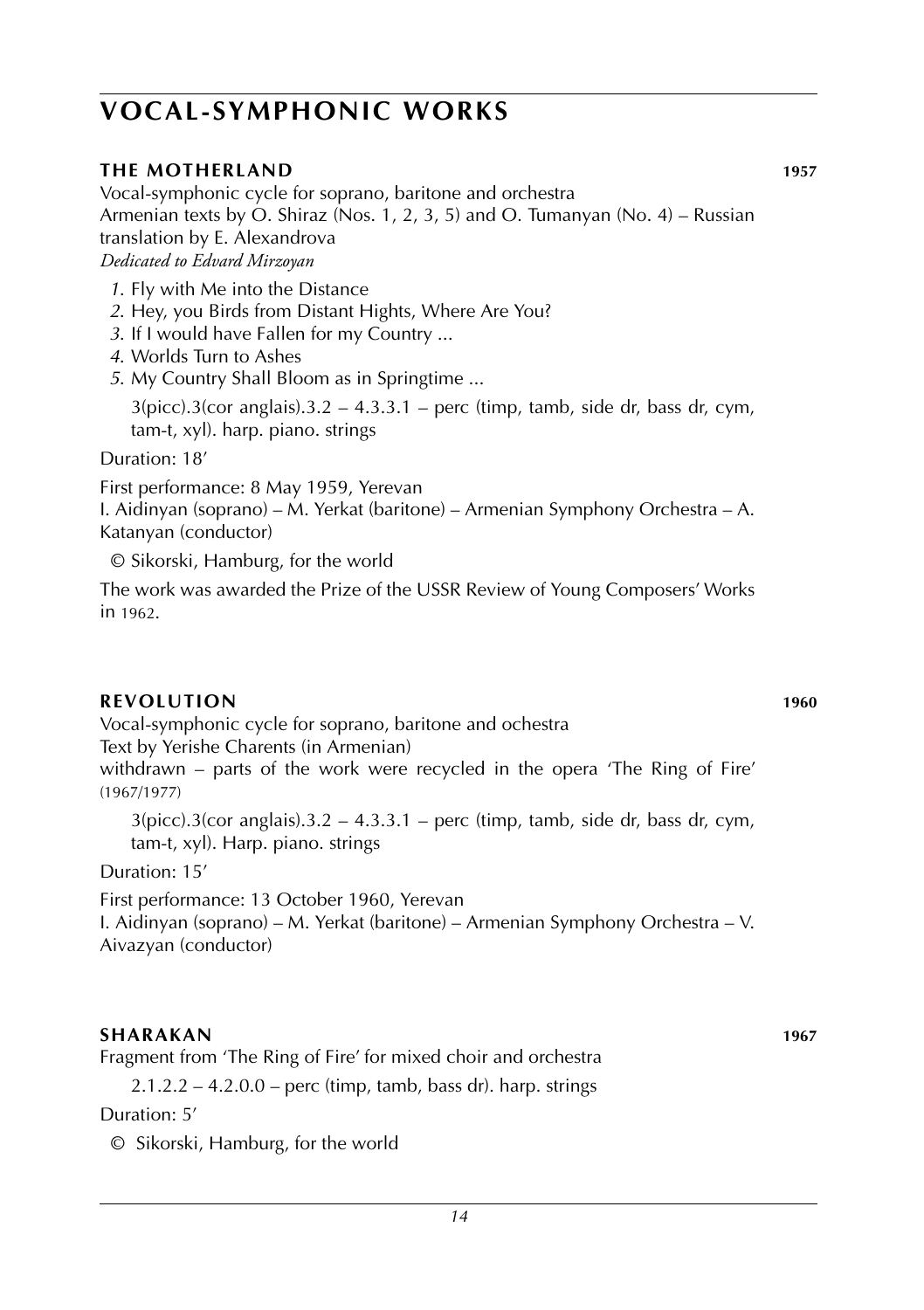# VOCAL-SYMPHONIC WORKS

### THE MOTHERLAND 1957

Vocal-symphonic cycle for soprano, baritone and orchestra
Armenian texts by O. Shiraz (Nos. 1, 2, 3, 5) and O. Tumanyan (No. 4) – Russian translation by E. Alexandrova
*Dedicated to Edvard Mirzoyan*

*1.* Fly with Me into the Distance
*2.* Hey, you Birds from Distant Hights, Where Are You?
*3.* If I would have Fallen for my Country ...
*4.* Worlds Turn to Ashes
*5.* My Country Shall Bloom as in Springtime ...

3(picc).3(cor anglais).3.2 – 4.3.3.1 – perc (timp, tamb, side dr, bass dr, cym, tam-t, xyl). harp. piano. strings

Duration: 18'

First performance: 8 May 1959, Yerevan
I. Aidinyan (soprano) – M. Yerkat (baritone) – Armenian Symphony Orchestra – A. Katanyan (conductor)

© Sikorski, Hamburg, for the world

The work was awarded the Prize of the USSR Review of Young Composers' Works in 1962.

### REVOLUTION 1960

Vocal-symphonic cycle for soprano, baritone and ochestra
Text by Yerishe Charents (in Armenian)
withdrawn – parts of the work were recycled in the opera 'The Ring of Fire' (1967/1977)

3(picc).3(cor anglais).3.2 – 4.3.3.1 – perc (timp, tamb, side dr, bass dr, cym, tam-t, xyl). Harp. piano. strings

Duration: 15'

First performance: 13 October 1960, Yerevan
I. Aidinyan (soprano) – M. Yerkat (baritone) – Armenian Symphony Orchestra – V. Aivazyan (conductor)

### SHARAKAN 1967

Fragment from 'The Ring of Fire' for mixed choir and orchestra

2.1.2.2 – 4.2.0.0 – perc (timp, tamb, bass dr). harp. strings

Duration: 5'

© Sikorski, Hamburg, for the world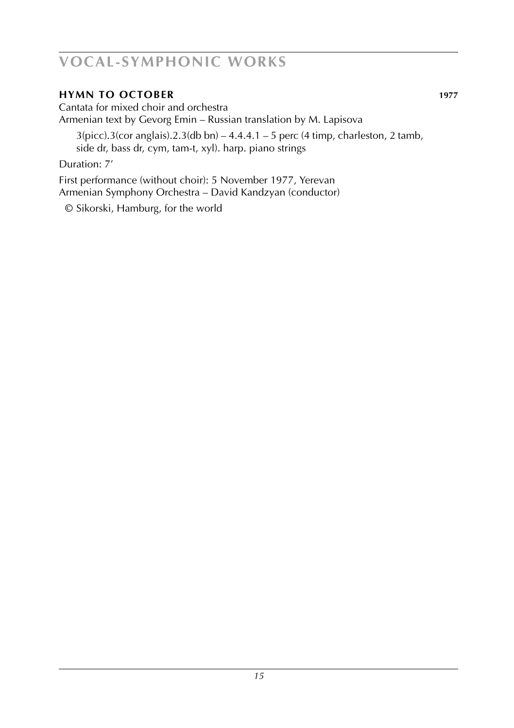# VOCAL-SYMPHONIC WORKS

**HYMN TO OCTOBER** **1977**

Cantata for mixed choir and orchestra
Armenian text by Gevorg Emin – Russian translation by M. Lapisova

3(picc).3(cor anglais).2.3(db bn) – 4.4.4.1 – 5 perc (4 timp, charleston, 2 tamb, side dr, bass dr, cym, tam-t, xyl). harp. piano strings

Duration: 7'

First performance (without choir): 5 November 1977, Yerevan
Armenian Symphony Orchestra – David Kandzyan (conductor)

© Sikorski, Hamburg, for the world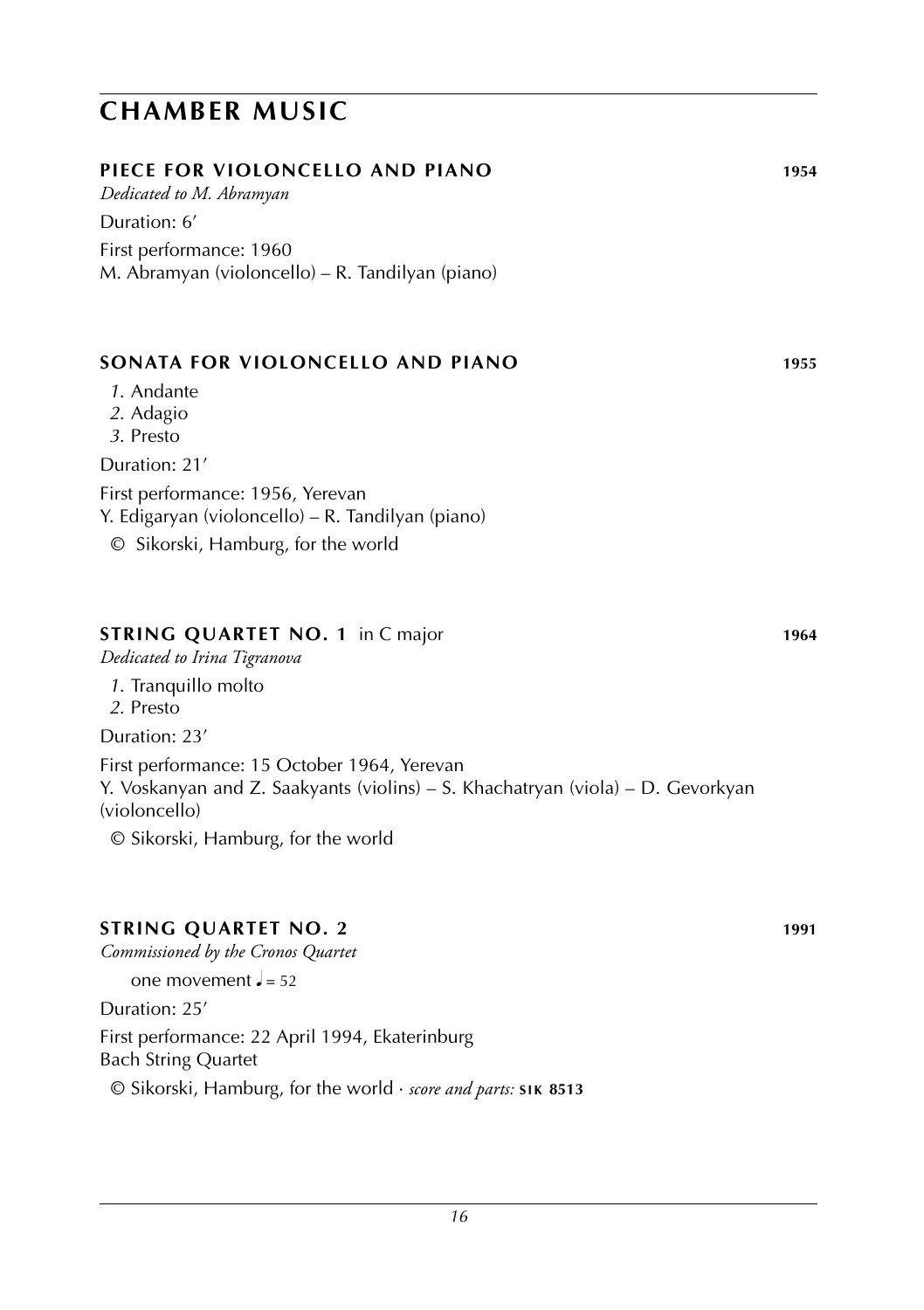# CHAMBER MUSIC

### PIECE FOR VIOLONCELLO AND PIANO 1954

*Dedicated to M. Abramyan*

Duration: 6′

First performance: 1960
M. Abramyan (violoncello) – R. Tandilyan (piano)

### SONATA FOR VIOLONCELLO AND PIANO 1955

*1.* Andante
*2.* Adagio
*3.* Presto

Duration: 21′

First performance: 1956, Yerevan
Y. Edigaryan (violoncello) – R. Tandilyan (piano)

© Sikorski, Hamburg, for the world

### STRING QUARTET NO. 1 in C major 1964

*Dedicated to Irina Tigranova*

*1.* Tranquillo molto
*2.* Presto

Duration: 23′

First performance: 15 October 1964, Yerevan
Y. Voskanyan and Z. Saakyants (violins) – S. Khachatryan (viola) – D. Gevorkyan (violoncello)

© Sikorski, Hamburg, for the world

### STRING QUARTET NO. 2 1991

*Commissioned by the Cronos Quartet*

one movement ♩ = 52

Duration: 25′

First performance: 22 April 1994, Ekaterinburg
Bach String Quartet

© Sikorski, Hamburg, for the world · *score and parts:* **SIK 8513**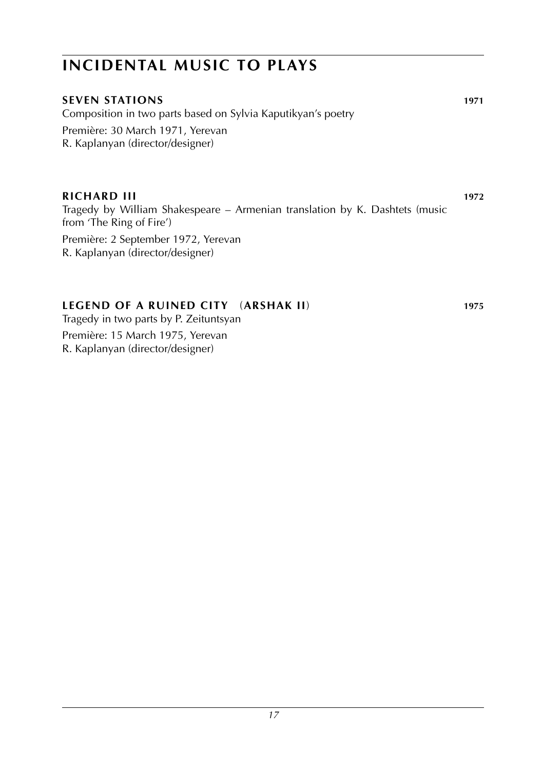# INCIDENTAL MUSIC TO PLAYS

**SEVEN STATIONS** **1971**

Composition in two parts based on Sylvia Kaputikyan's poetry

Première: 30 March 1971, Yerevan
R. Kaplanyan (director/designer)

**RICHARD III** **1972**

Tragedy by William Shakespeare – Armenian translation by K. Dashtets (music from 'The Ring of Fire')

Première: 2 September 1972, Yerevan
R. Kaplanyan (director/designer)

**LEGEND OF A RUINED CITY** (**ARSHAK II**) **1975**

Tragedy in two parts by P. Zeituntsyan

Première: 15 March 1975, Yerevan
R. Kaplanyan (director/designer)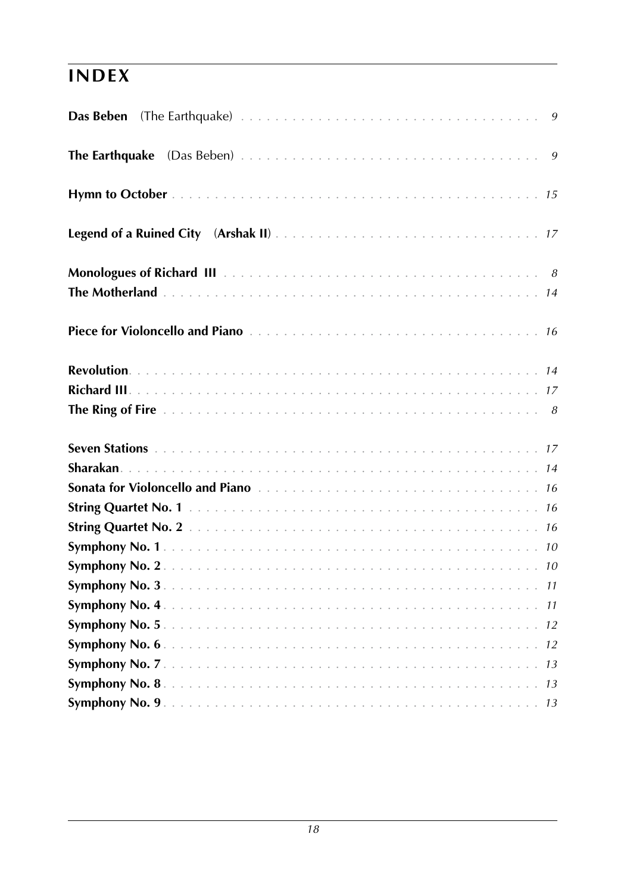# INDEX

**Das Beben** (The Earthquake) . . . . . . . . . . . . . . . . . . . . . . . . . . . . . . . . . . *9*

**The Earthquake** (Das Beben) . . . . . . . . . . . . . . . . . . . . . . . . . . . . . . . . . . *9*

**Hymn to October** . . . . . . . . . . . . . . . . . . . . . . . . . . . . . . . . . . . . . . . . . *15*

**Legend of a Ruined City** (**Arshak II**) . . . . . . . . . . . . . . . . . . . . . . . . . . . . . *17*

**Monologues of Richard III** . . . . . . . . . . . . . . . . . . . . . . . . . . . . . . . . . . . *8*
**The Motherland** . . . . . . . . . . . . . . . . . . . . . . . . . . . . . . . . . . . . . . . . . *14*

**Piece for Violoncello and Piano** . . . . . . . . . . . . . . . . . . . . . . . . . . . . . . . . *16*

**Revolution**. . . . . . . . . . . . . . . . . . . . . . . . . . . . . . . . . . . . . . . . . . . . *14*
**Richard III**. . . . . . . . . . . . . . . . . . . . . . . . . . . . . . . . . . . . . . . . . . . . *17*
**The Ring of Fire** . . . . . . . . . . . . . . . . . . . . . . . . . . . . . . . . . . . . . . . . . *8*

**Seven Stations** . . . . . . . . . . . . . . . . . . . . . . . . . . . . . . . . . . . . . . . . . *17*
**Sharakan**. . . . . . . . . . . . . . . . . . . . . . . . . . . . . . . . . . . . . . . . . . . . . *14*
**Sonata for Violoncello and Piano** . . . . . . . . . . . . . . . . . . . . . . . . . . . . . . . *16*
**String Quartet No. 1** . . . . . . . . . . . . . . . . . . . . . . . . . . . . . . . . . . . . . . *16*
**String Quartet No. 2** . . . . . . . . . . . . . . . . . . . . . . . . . . . . . . . . . . . . . . *16*
**Symphony No. 1** . . . . . . . . . . . . . . . . . . . . . . . . . . . . . . . . . . . . . . . . . *10*
**Symphony No. 2** . . . . . . . . . . . . . . . . . . . . . . . . . . . . . . . . . . . . . . . . . *10*
**Symphony No. 3** . . . . . . . . . . . . . . . . . . . . . . . . . . . . . . . . . . . . . . . . . *11*
**Symphony No. 4** . . . . . . . . . . . . . . . . . . . . . . . . . . . . . . . . . . . . . . . . . *11*
**Symphony No. 5** . . . . . . . . . . . . . . . . . . . . . . . . . . . . . . . . . . . . . . . . . *12*
**Symphony No. 6** . . . . . . . . . . . . . . . . . . . . . . . . . . . . . . . . . . . . . . . . . *12*
**Symphony No. 7** . . . . . . . . . . . . . . . . . . . . . . . . . . . . . . . . . . . . . . . . . *13*
**Symphony No. 8** . . . . . . . . . . . . . . . . . . . . . . . . . . . . . . . . . . . . . . . . . *13*
**Symphony No. 9** . . . . . . . . . . . . . . . . . . . . . . . . . . . . . . . . . . . . . . . . . *13*